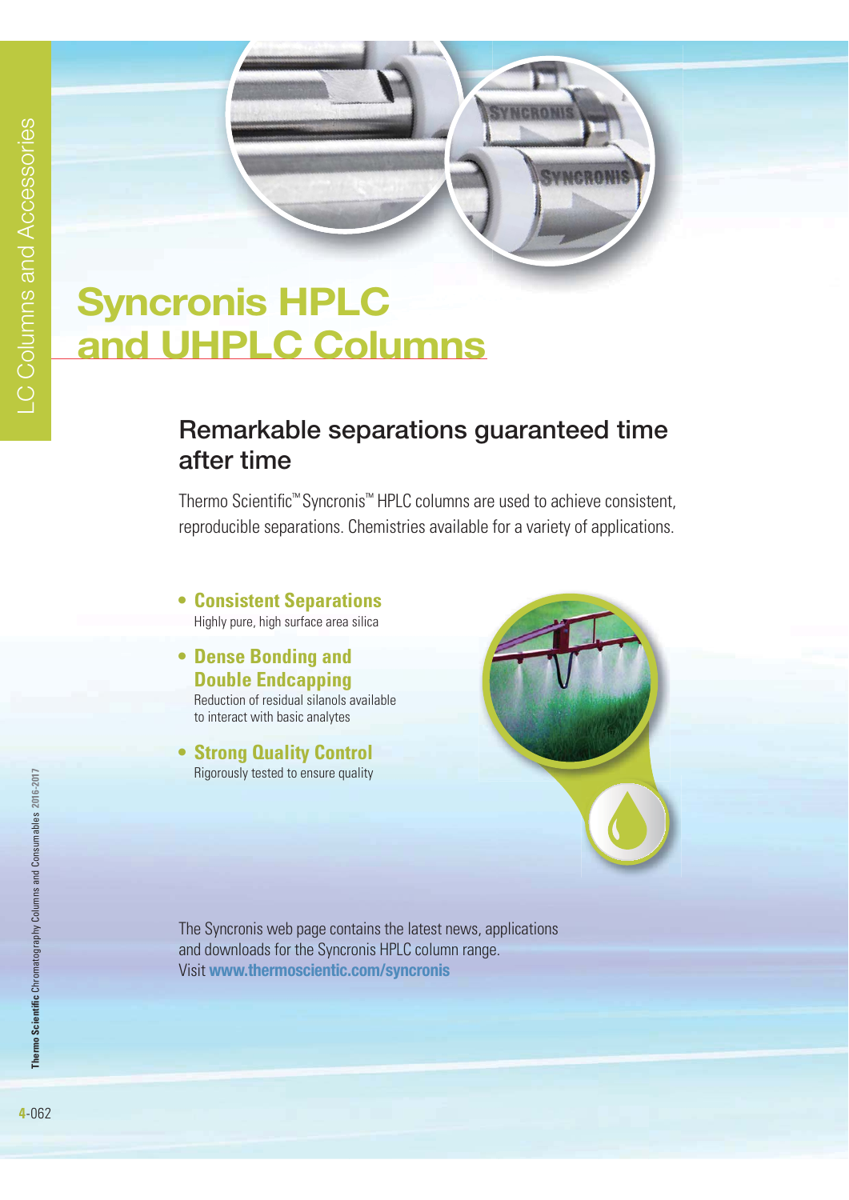# Syncronis HPLC and UHPLC Columns

## Remarkable separations guaranteed time after time

Thermo Scientific™ Syncronis™ HPLC columns are used to achieve consistent, reproducible separations. Chemistries available for a variety of applications.

- **Consistent Separations**
  Highly pure, high surface area silica
- **Dense Bonding and Double Endcapping**
  Reduction of residual silanols available to interact with basic analytes
- **Strong Quality Control**
  Rigorously tested to ensure quality

The Syncronis web page contains the latest news, applications and downloads for the Syncronis HPLC column range.
Visit **www.thermoscientific.com/syncronis**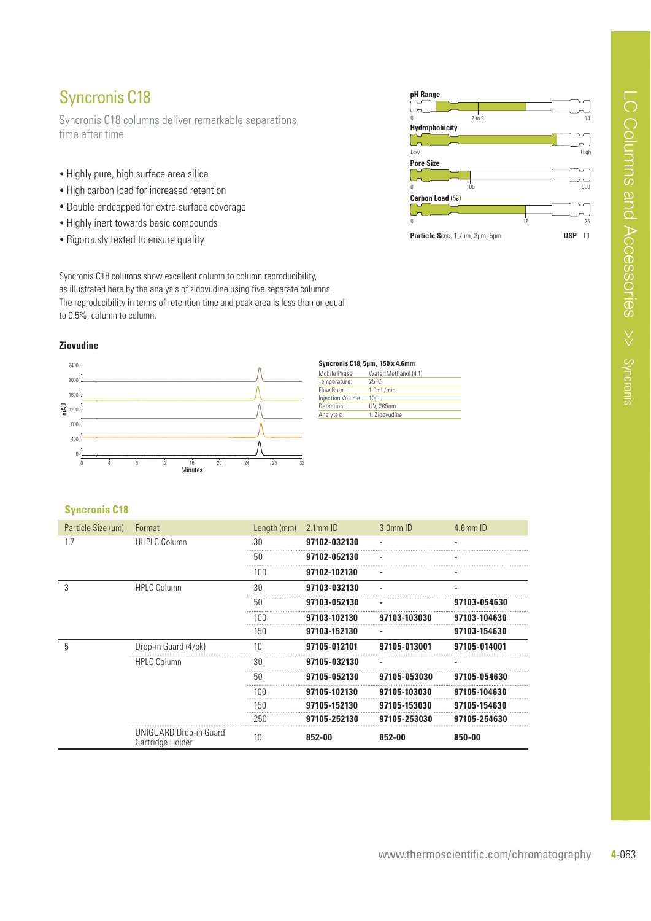# Syncronis C18

Syncronis C18 columns deliver remarkable separations, time after time

- Highly pure, high surface area silica
- High carbon load for increased retention
- Double endcapped for extra surface coverage
- Highly inert towards basic compounds
- Rigorously tested to ensure quality

**pH Range** 2 to 9 (scale 0–14)

**Hydrophobicity** (scale Low–High)

**Pore Size** 100 (scale 0–300)

**Carbon Load (%)** 16 (scale 0–25)

**Particle Size** 1.7µm, 3µm, 5µm **USP** L1

Syncronis C18 columns show excellent column to column reproducibility, as illustrated here by the analysis of zidovudine using five separate columns. The reproducibility in terms of retention time and peak area is less than or equal to 0.5%, column to column.

**Ziovudine**

**Syncronis C18, 5µm, 150 x 4.6mm**

| | |
|---|---|
| Mobile Phase: | Water:Methanol (4:1) |
| Temperature: | 25°C |
| Flow Rate: | 1.0mL/min |
| Injection Volume: | 10µL |
| Detection: | UV, 265nm |
| Analytes: | 1. Zidovudine |

### Syncronis C18

| Particle Size (µm) | Format | Length (mm) | 2.1mm ID | 3.0mm ID | 4.6mm ID |
|---|---|---|---|---|---|
| 1.7 | UHPLC Column | 30 | **97102-032130** | - | - |
| | | 50 | **97102-052130** | - | - |
| | | 100 | **97102-102130** | - | - |
| 3 | HPLC Column | 30 | **97103-032130** | - | - |
| | | 50 | **97103-052130** | - | **97103-054630** |
| | | 100 | **97103-102130** | **97103-103030** | **97103-104630** |
| | | 150 | **97103-152130** | - | **97103-154630** |
| 5 | Drop-in Guard (4/pk) | 10 | **97105-012101** | **97105-013001** | **97105-014001** |
| | HPLC Column | 30 | **97105-032130** | - | - |
| | | 50 | **97105-052130** | **97105-053030** | **97105-054630** |
| | | 100 | **97105-102130** | **97105-103030** | **97105-104630** |
| | | 150 | **97105-152130** | **97105-153030** | **97105-154630** |
| | | 250 | **97105-252130** | **97105-253030** | **97105-254630** |
| | UNIGUARD Drop-in Guard Cartridge Holder | 10 | **852-00** | **852-00** | **850-00** |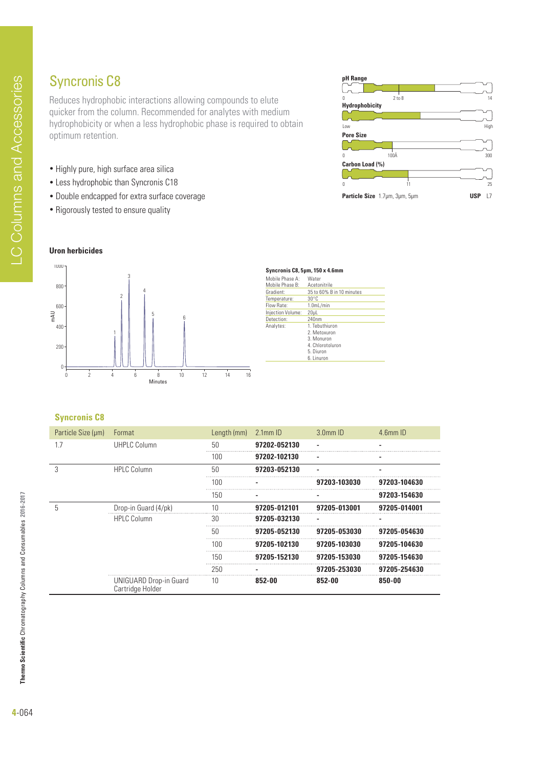# Syncronis C8

Reduces hydrophobic interactions allowing compounds to elute quicker from the column. Recommended for analytes with medium hydrophobicity or when a less hydrophobic phase is required to obtain optimum retention.

- Highly pure, high surface area silica
- Less hydrophobic than Syncronis C18
- Double endcapped for extra surface coverage
- Rigorously tested to ensure quality

**pH Range** 0 – 2 to 8 – 14

**Hydrophobicity** Low – High

**Pore Size** 0 – 100Å – 300

**Carbon Load (%)** 0 – 11 – 25

**Particle Size** 1.7µm, 3µm, 5µm **USP** L7

### Uron herbicides

**Syncronis C8, 5µm, 150 x 4.6mm**

| | |
|---|---|
| Mobile Phase A: | Water |
| Mobile Phase B: | Acetonitrile |
| Gradient: | 35 to 60% B in 10 minutes |
| Temperature: | 30°C |
| Flow Rate: | 1.0mL/min |
| Injection Volume: | 20µL |
| Detection: | 240nm |
| Analytes: | 1. Tebuthiuron<br>2. Metoxuron<br>3. Monuron<br>4. Chlorotoluron<br>5. Diuron<br>6. Linuron |

## Syncronis C8

| Particle Size (µm) | Format | Length (mm) | 2.1mm ID | 3.0mm ID | 4.6mm ID |
|---|---|---|---|---|---|
| 1.7 | UHPLC Column | 50 | **97202-052130** | - | - |
| | | 100 | **97202-102130** | - | - |
| 3 | HPLC Column | 50 | **97203-052130** | - | - |
| | | 100 | - | **97203-103030** | **97203-104630** |
| | | 150 | - | - | **97203-154630** |
| 5 | Drop-in Guard (4/pk) | 10 | **97205-012101** | **97205-013001** | **97205-014001** |
| | HPLC Column | 30 | **97205-032130** | - | - |
| | | 50 | **97205-052130** | **97205-053030** | **97205-054630** |
| | | 100 | **97205-102130** | **97205-103030** | **97205-104630** |
| | | 150 | **97205-152130** | **97205-153030** | **97205-154630** |
| | | 250 | - | **97205-253030** | **97205-254630** |
| | UNIGUARD Drop-in Guard Cartridge Holder | 10 | **852-00** | **852-00** | **850-00** |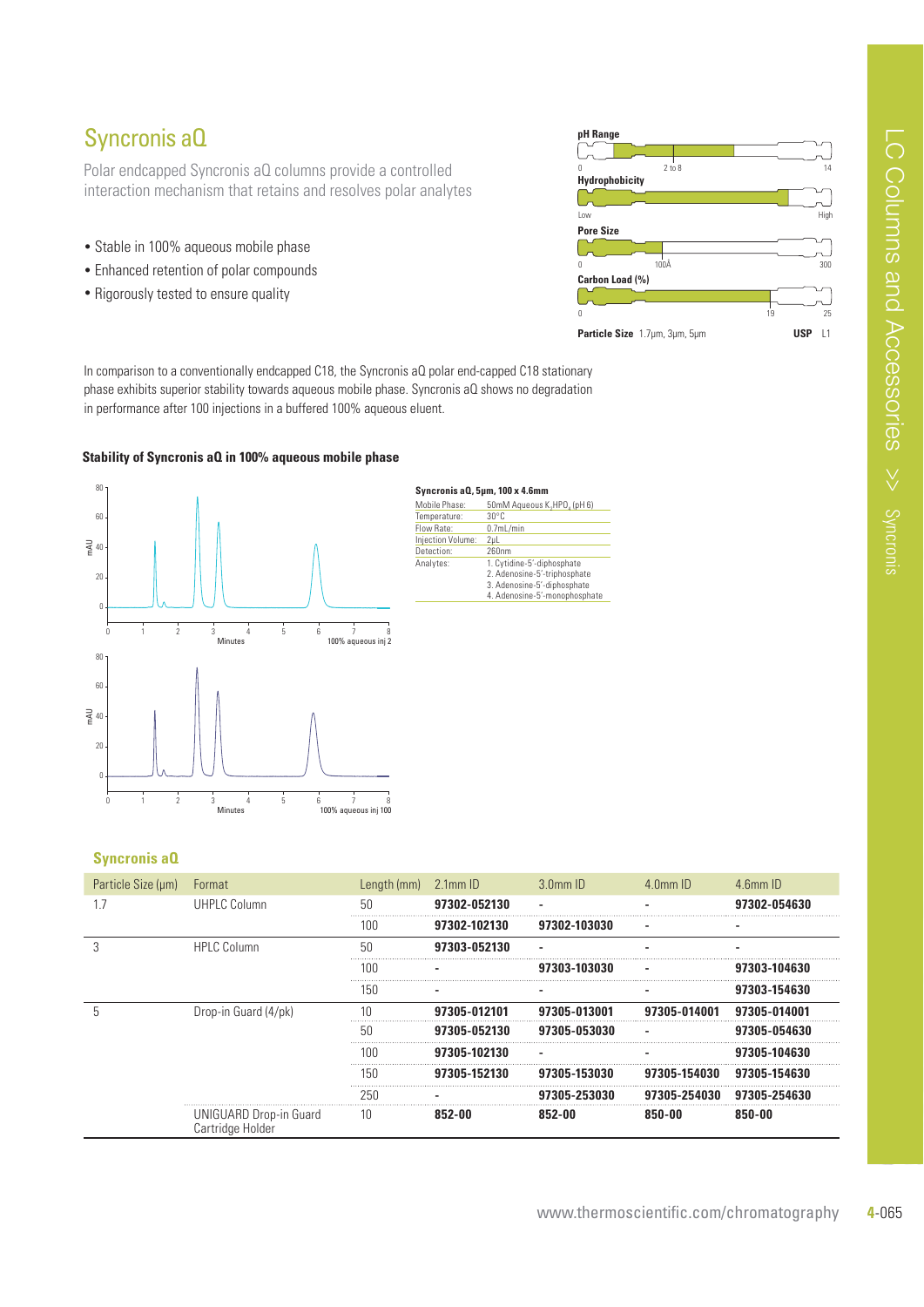# Syncronis aQ

Polar endcapped Syncronis aQ columns provide a controlled interaction mechanism that retains and resolves polar analytes

- Stable in 100% aqueous mobile phase
- Enhanced retention of polar compounds
- Rigorously tested to ensure quality

**pH Range** 0 — 2 to 8 — 14

**Hydrophobicity** Low — High

**Pore Size** 0 — 100Å — 300

**Carbon Load (%)** 0 — 19 — 25

**Particle Size** 1.7µm, 3µm, 5µm **USP** L1

In comparison to a conventionally endcapped C18, the Syncronis aQ polar end-capped C18 stationary phase exhibits superior stability towards aqueous mobile phase. Syncronis aQ shows no degradation in performance after 100 injections in a buffered 100% aqueous eluent.

**Stability of Syncronis aQ in 100% aqueous mobile phase**

100% aqueous inj 2

100% aqueous inj 100

**Syncronis aQ, 5µm, 100 x 4.6mm**

| | |
|---|---|
| Mobile Phase: | 50mM Aqueous $K_2HPO_4$ (pH 6) |
| Temperature: | 30°C |
| Flow Rate: | 0.7mL/min |
| Injection Volume: | 2µL |
| Detection: | 260nm |
| Analytes: | 1. Cytidine-5'-diphosphate<br>2. Adenosine-5'-triphosphate<br>3. Adenosine-5'-diphosphate<br>4. Adenosine-5'-monophosphate |

### Syncronis aQ

| Particle Size (µm) | Format | Length (mm) | 2.1mm ID | 3.0mm ID | 4.0mm ID | 4.6mm ID |
|---|---|---|---|---|---|---|
| 1.7 | UHPLC Column | 50 | **97302-052130** | - | - | **97302-054630** |
| | | 100 | **97302-102130** | **97302-103030** | - | - |
| 3 | HPLC Column | 50 | **97303-052130** | - | - | - |
| | | 100 | - | **97303-103030** | - | **97303-104630** |
| | | 150 | - | - | - | **97303-154630** |
| 5 | Drop-in Guard (4/pk) | 10 | **97305-012101** | **97305-013001** | **97305-014001** | **97305-014001** |
| | | 50 | **97305-052130** | **97305-053030** | - | **97305-054630** |
| | | 100 | **97305-102130** | - | - | **97305-104630** |
| | | 150 | **97305-152130** | **97305-153030** | **97305-154030** | **97305-154630** |
| | | 250 | - | **97305-253030** | **97305-254030** | **97305-254630** |
| | UNIGUARD Drop-in Guard Cartridge Holder | 10 | **852-00** | **852-00** | **850-00** | **850-00** |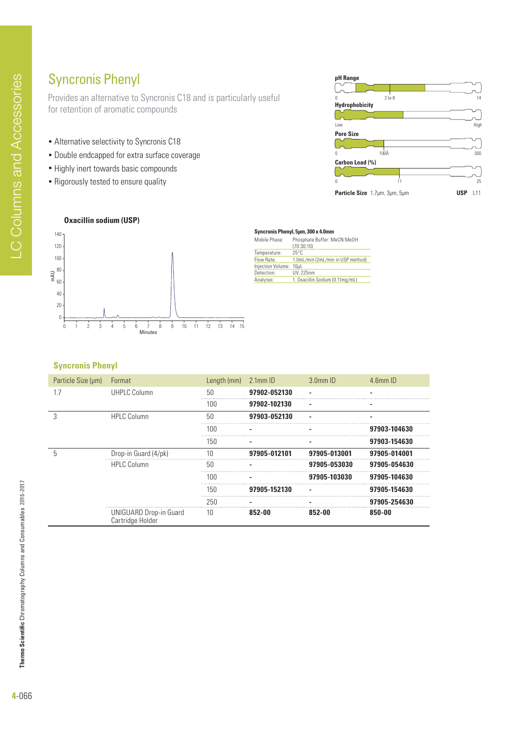# Syncronis Phenyl

Provides an alternative to Syncronis C18 and is particularly useful for retention of aromatic compounds

- Alternative selectivity to Syncronis C18
- Double endcapped for extra surface coverage
- Highly inert towards basic compounds
- Rigorously tested to ensure quality

**pH Range** 0 — 2 to 8 — 14

**Hydrophobicity** Low — High

**Pore Size** 0 — 100Å — 300

**Carbon Load (%)** 0 — 11 — 25

**Particle Size** 1.7µm, 3µm, 5µm **USP** L11

**Oxacillin sodium (USP)**

**Syncronis Phenyl, 5µm, 300 x 4.0mm**

| | |
|---|---|
| Mobile Phase: | Phosphate Buffer: MeCN:MeOH (70:30:10) |
| Temperature: | 25°C |
| Flow Rate: | 1.0mL/min (2mL/min in USP method) |
| Injection Volume: | 10µL |
| Detection: | UV, 225nm |
| Analytes: | 1. Oxacillin Sodium (0.11mg/mL) |

## Syncronis Phenyl

| Particle Size (µm) | Format | Length (mm) | 2.1mm ID | 3.0mm ID | 4.6mm ID |
|---|---|---|---|---|---|
| 1.7 | UHPLC Column | 50 | **97902-052130** | - | - |
| | | 100 | **97902-102130** | - | - |
| 3 | HPLC Column | 50 | **97903-052130** | - | - |
| | | 100 | - | - | **97903-104630** |
| | | 150 | - | - | **97903-154630** |
| 5 | Drop-in Guard (4/pk) | 10 | **97905-012101** | **97905-013001** | **97905-014001** |
| | HPLC Column | 50 | - | **97905-053030** | **97905-054630** |
| | | 100 | - | **97905-103030** | **97905-104630** |
| | | 150 | **97905-152130** | - | **97905-154630** |
| | | 250 | - | - | **97905-254630** |
| | UNIGUARD Drop-in Guard Cartridge Holder | 10 | **852-00** | **852-00** | **850-00** |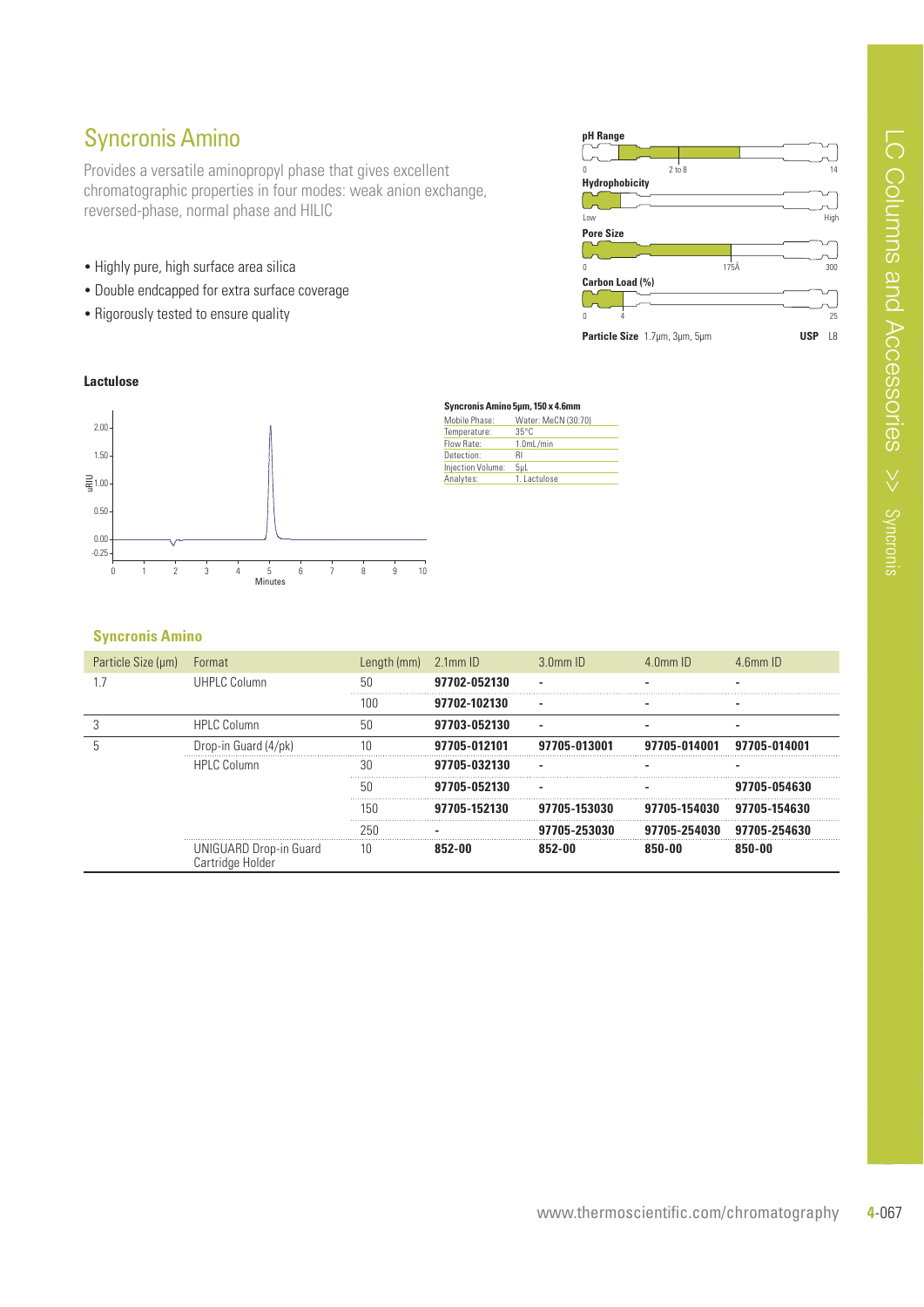# Syncronis Amino

Provides a versatile aminopropyl phase that gives excellent chromatographic properties in four modes: weak anion exchange, reversed-phase, normal phase and HILIC

- Highly pure, high surface area silica
- Double endcapped for extra surface coverage
- Rigorously tested to ensure quality

**pH Range** 0 — 2 to 8 — 14

**Hydrophobicity** Low — High

**Pore Size** 0 — 175Å — 300

**Carbon Load (%)** 0 — 4 — 25

**Particle Size** 1.7µm, 3µm, 5µm **USP** L8

### Lactulose

**Syncronis Amino 5µm, 150 x 4.6mm**

| | |
|---|---|
| Mobile Phase: | Water: MeCN (30:70) |
| Temperature: | 35°C |
| Flow Rate: | 1.0mL/min |
| Detection: | RI |
| Injection Volume: | 5µL |
| Analytes: | 1. Lactulose |

### Syncronis Amino

| Particle Size (µm) | Format | Length (mm) | 2.1mm ID | 3.0mm ID | 4.0mm ID | 4.6mm ID |
|---|---|---|---|---|---|---|
| 1.7 | UHPLC Column | 50 | **97702-052130** | - | - | - |
| | | 100 | **97702-102130** | - | - | - |
| 3 | HPLC Column | 50 | **97703-052130** | - | - | - |
| 5 | Drop-in Guard (4/pk) | 10 | **97705-012101** | **97705-013001** | **97705-014001** | **97705-014001** |
| | HPLC Column | 30 | **97705-032130** | - | - | - |
| | | 50 | **97705-052130** | - | - | **97705-054630** |
| | | 150 | **97705-152130** | **97705-153030** | **97705-154030** | **97705-154630** |
| | | 250 | - | **97705-253030** | **97705-254030** | **97705-254630** |
| | UNIGUARD Drop-in Guard Cartridge Holder | 10 | **852-00** | **852-00** | **850-00** | **850-00** |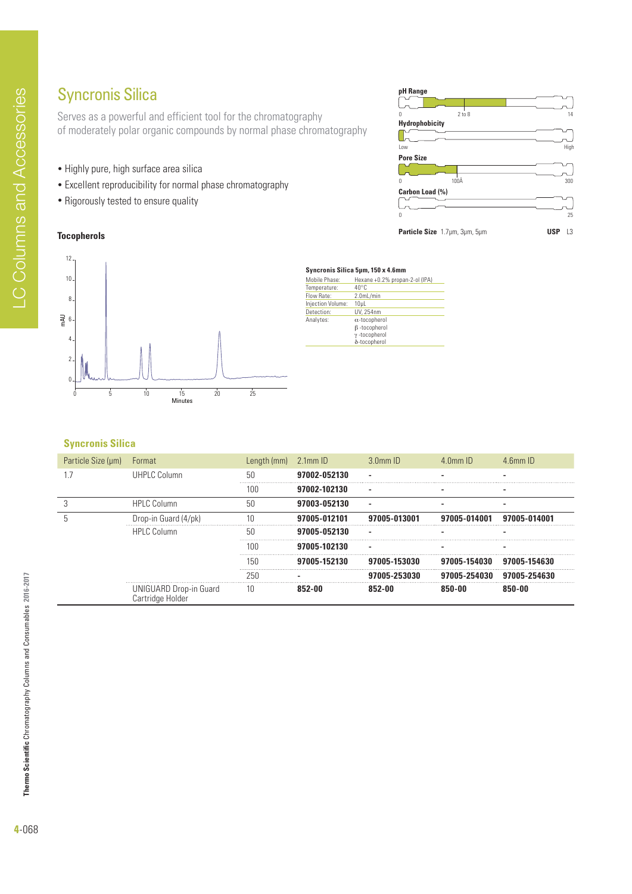# Syncronis Silica

Serves as a powerful and efficient tool for the chromatography of moderately polar organic compounds by normal phase chromatography

- Highly pure, high surface area silica
- Excellent reproducibility for normal phase chromatography
- Rigorously tested to ensure quality

**pH Range** 0 — 2 to 8 — 14

**Hydrophobicity** Low — High

**Pore Size** 0 — 100Å — 300

**Carbon Load (%)** 0 — 25

**Particle Size** 1.7µm, 3µm, 5µm **USP** L3

### Tocopherols

**Syncronis Silica 5µm, 150 x 4.6mm**

| | |
|---|---|
| Mobile Phase: | Hexane +0.2% propan-2-ol (IPA) |
| Temperature: | 40°C |
| Flow Rate: | 2.0mL/min |
| Injection Volume: | 10µL |
| Detection: | UV, 254nm |
| Analytes: | α-tocopherol<br>β-tocopherol<br>γ-tocopherol<br>δ-tocopherol |

### Syncronis Silica

| Particle Size (µm) | Format | Length (mm) | 2.1mm ID | 3.0mm ID | 4.0mm ID | 4.6mm ID |
|---|---|---|---|---|---|---|
| 1.7 | UHPLC Column | 50 | **97002-052130** | - | - | - |
| | | 100 | **97002-102130** | - | - | - |
| 3 | HPLC Column | 50 | **97003-052130** | - | - | - |
| 5 | Drop-in Guard (4/pk) | 10 | **97005-012101** | **97005-013001** | **97005-014001** | **97005-014001** |
| | HPLC Column | 50 | **97005-052130** | - | - | - |
| | | 100 | **97005-102130** | - | - | - |
| | | 150 | **97005-152130** | **97005-153030** | **97005-154030** | **97005-154630** |
| | | 250 | - | **97005-253030** | **97005-254030** | **97005-254630** |
| | UNIGUARD Drop-in Guard Cartridge Holder | 10 | **852-00** | **852-00** | **850-00** | **850-00** |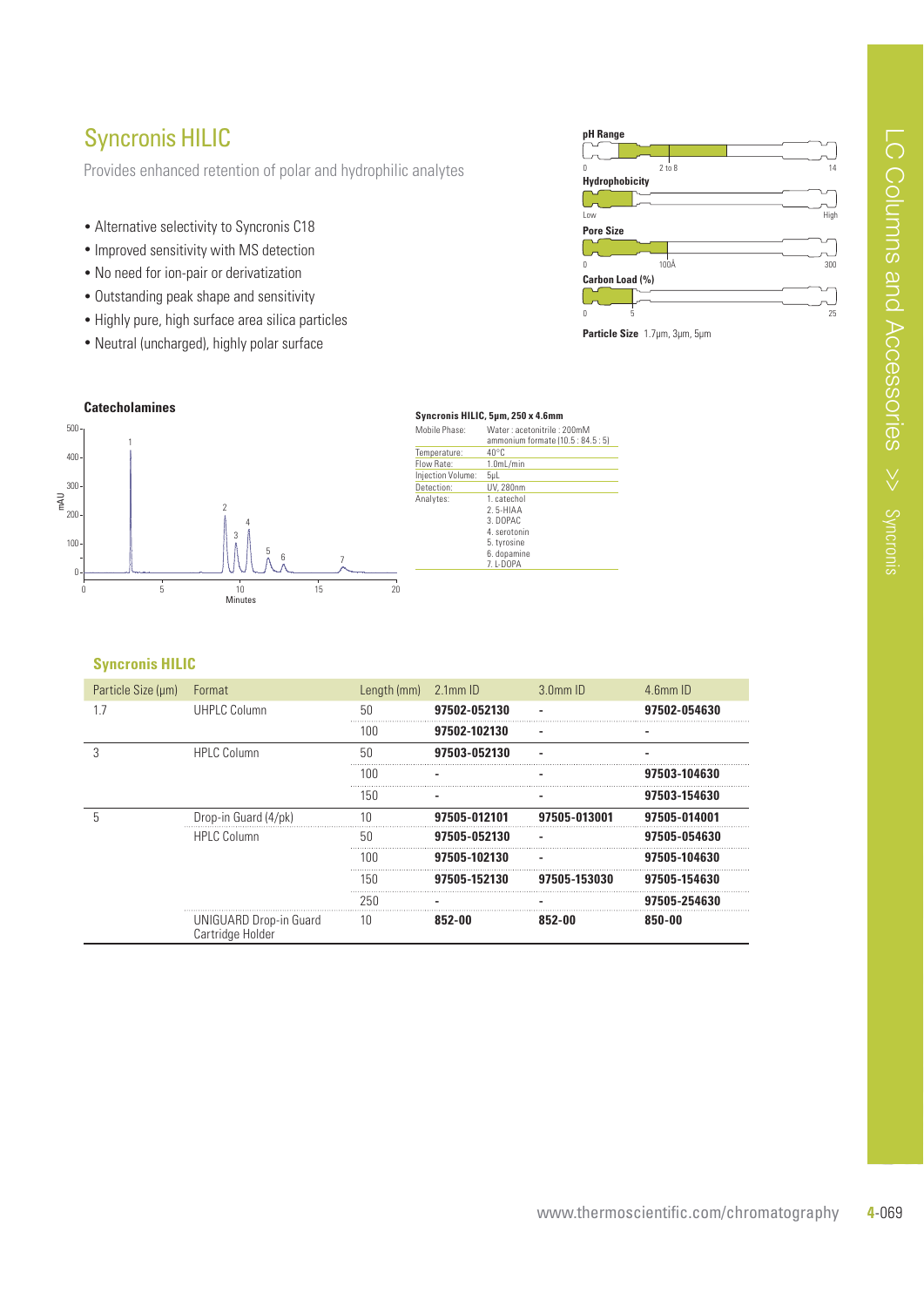# Syncronis HILIC

Provides enhanced retention of polar and hydrophilic analytes

- Alternative selectivity to Syncronis C18
- Improved sensitivity with MS detection
- No need for ion-pair or derivatization
- Outstanding peak shape and sensitivity
- Highly pure, high surface area silica particles
- Neutral (uncharged), highly polar surface

pH Range
0
2 to 8
14

Hydrophobicity
Low
High

Pore Size
0
100Å
300

Carbon Load (%)
0
5
25

**Particle Size** 1.7µm, 3µm, 5µm

**Catecholamines**

mAU
500
400
300
200
100
0
0
5
10
15
20
Minutes
1
2
3
4
5
6
7

**Syncronis HILIC, 5µm, 250 x 4.6mm**

| | |
|---|---|
| Mobile Phase: | Water : acetonitrile : 200mM ammonium formate (10.5 : 84.5 : 5) |
| Temperature: | 40°C |
| Flow Rate: | 1.0mL/min |
| Injection Volume: | 5µL |
| Detection: | UV, 280nm |
| Analytes: | 1. catechol<br>2. 5-HIAA<br>3. DOPAC<br>4. serotonin<br>5. tyrosine<br>6. dopamine<br>7. L-DOPA |

## Syncronis HILIC

| Particle Size (µm) | Format | Length (mm) | 2.1mm ID | 3.0mm ID | 4.6mm ID |
|---|---|---|---|---|---|
| 1.7 | UHPLC Column | 50 | **97502-052130** | - | **97502-054630** |
| | | 100 | **97502-102130** | - | - |
| 3 | HPLC Column | 50 | **97503-052130** | - | - |
| | | 100 | - | - | **97503-104630** |
| | | 150 | - | - | **97503-154630** |
| 5 | Drop-in Guard (4/pk) | 10 | **97505-012101** | **97505-013001** | **97505-014001** |
| | HPLC Column | 50 | **97505-052130** | - | **97505-054630** |
| | | 100 | **97505-102130** | - | **97505-104630** |
| | | 150 | **97505-152130** | **97505-153030** | **97505-154630** |
| | | 250 | - | - | **97505-254630** |
| | UNIGUARD Drop-in Guard Cartridge Holder | 10 | **852-00** | **852-00** | **850-00** |